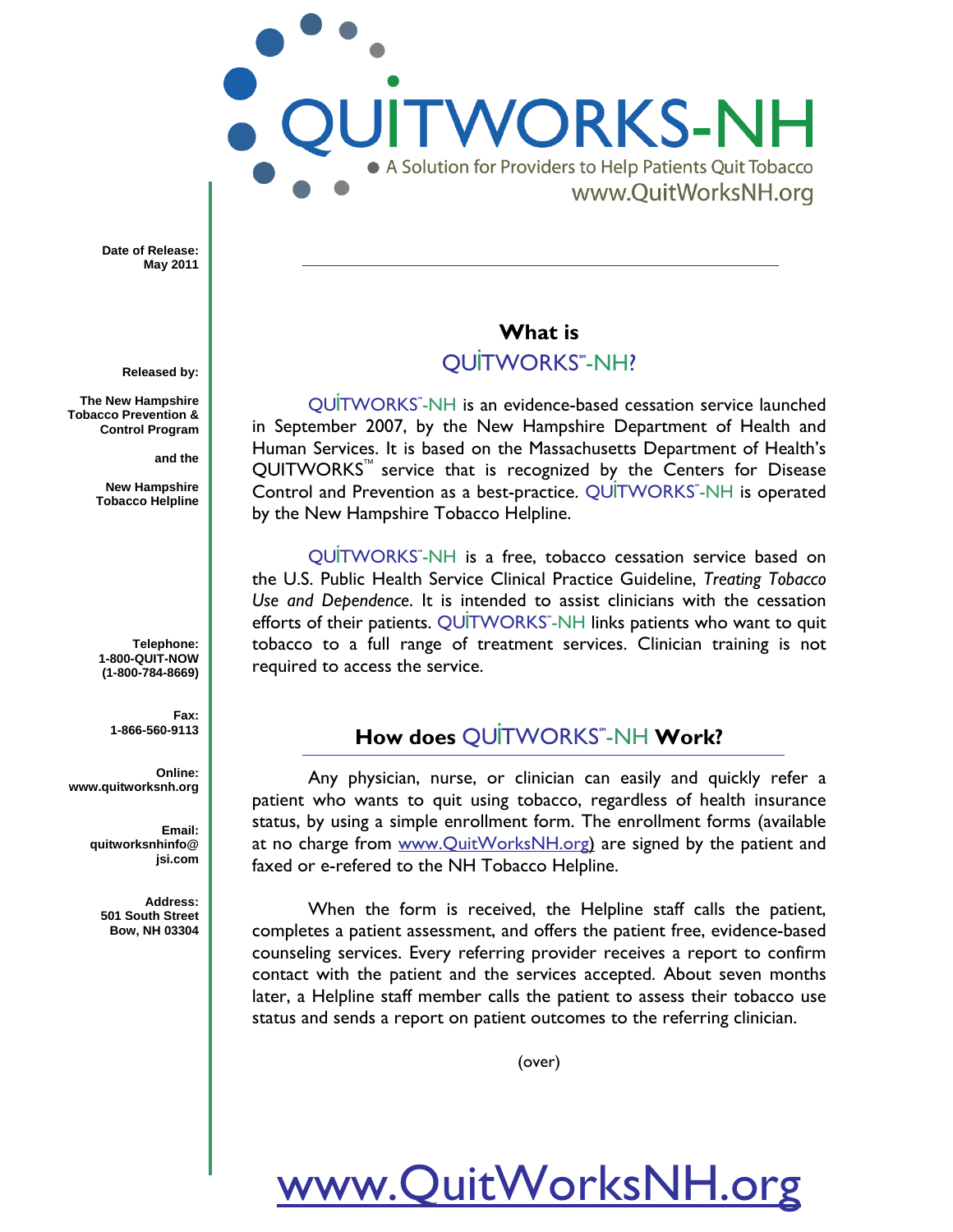# QUITWORKS-NH

A Solution for Providers to Help Patients Quit Tobacco

www.QuitWorksNH.org

**Date of Release:**
**May 2011**

**Released by:**

**The New Hampshire Tobacco Prevention & Control Program**

**and the**

**New Hampshire Tobacco Helpline**

**Telephone:**
**1-800-QUIT-NOW**
**(1-800-784-8669)**

**Fax:**
**1-866-560-9113**

**Online:**
**www.quitworksnh.org**

**Email:**
**quitworksnhinfo@jsi.com**

**Address:**
**501 South Street**
**Bow, NH 03304**

## What is QUITWORKS℠-NH?

QUITWORKS℠-NH is an evidence-based cessation service launched in September 2007, by the New Hampshire Department of Health and Human Services. It is based on the Massachusetts Department of Health's QUITWORKS™ service that is recognized by the Centers for Disease Control and Prevention as a best-practice. QUITWORKS℠-NH is operated by the New Hampshire Tobacco Helpline.

QUITWORKS℠-NH is a free, tobacco cessation service based on the U.S. Public Health Service Clinical Practice Guideline, *Treating Tobacco Use and Dependence*. It is intended to assist clinicians with the cessation efforts of their patients. QUITWORKS℠-NH links patients who want to quit tobacco to a full range of treatment services. Clinician training is not required to access the service.

## How does QUITWORKS℠-NH Work?

Any physician, nurse, or clinician can easily and quickly refer a patient who wants to quit using tobacco, regardless of health insurance status, by using a simple enrollment form. The enrollment forms (available at no charge from www.QuitWorksNH.org) are signed by the patient and faxed or e-refered to the NH Tobacco Helpline.

When the form is received, the Helpline staff calls the patient, completes a patient assessment, and offers the patient free, evidence-based counseling services. Every referring provider receives a report to confirm contact with the patient and the services accepted. About seven months later, a Helpline staff member calls the patient to assess their tobacco use status and sends a report on patient outcomes to the referring clinician.

(over)

www.QuitWorksNH.org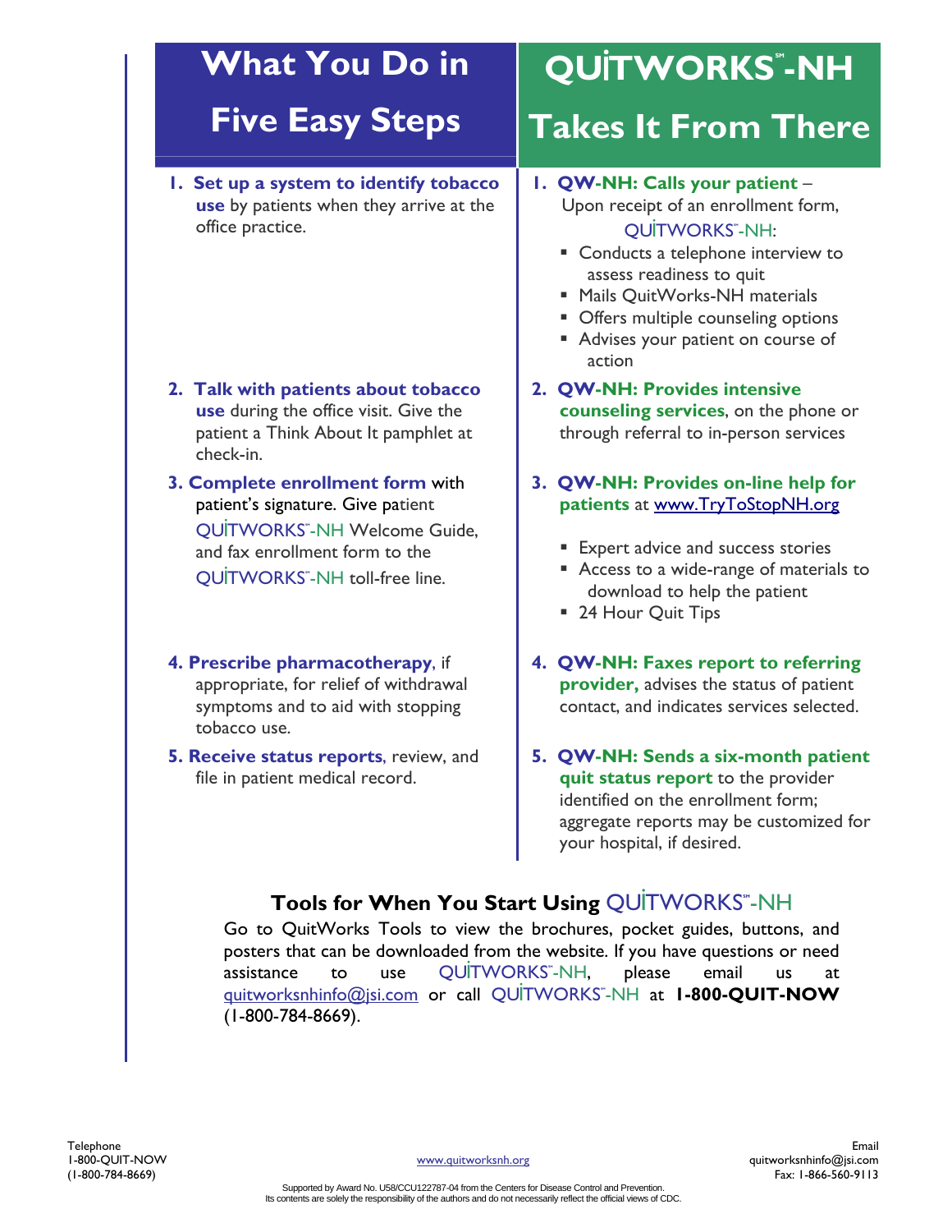## What You Do in Five Easy Steps

1. **Set up a system to identify tobacco use** by patients when they arrive at the office practice.
2. **Talk with patients about tobacco use** during the office visit. Give the patient a Think About It pamphlet at check-in.
3. **Complete enrollment form** with patient's signature. Give patient QUITWORKS℠-NH Welcome Guide, and fax enrollment form to the QUITWORKS℠-NH toll-free line.
4. **Prescribe pharmacotherapy**, if appropriate, for relief of withdrawal symptoms and to aid with stopping tobacco use.
5. **Receive status reports**, review, and file in patient medical record.

## QUITWORKS℠-NH Takes It From There

1. **QW-NH: Calls your patient** – Upon receipt of an enrollment form, QUITWORKS℠-NH:
   - Conducts a telephone interview to assess readiness to quit
   - Mails QuitWorks-NH materials
   - Offers multiple counseling options
   - Advises your patient on course of action
2. **QW-NH: Provides intensive counseling services**, on the phone or through referral to in-person services
3. **QW-NH: Provides on-line help for patients** at www.TryToStopNH.org
   - Expert advice and success stories
   - Access to a wide-range of materials to download to help the patient
   - 24 Hour Quit Tips
4. **QW-NH: Faxes report to referring provider,** advises the status of patient contact, and indicates services selected.
5. **QW-NH: Sends a six-month patient quit status report** to the provider identified on the enrollment form; aggregate reports may be customized for your hospital, if desired.

## Tools for When You Start Using QUITWORKS℠-NH

Go to QuitWorks Tools to view the brochures, pocket guides, buttons, and posters that can be downloaded from the website. If you have questions or need assistance to use QUITWORKS℠-NH, please email us at quitworksnhinfo@jsi.com or call QUITWORKS℠-NH at **1-800-QUIT-NOW** (1-800-784-8669).

Telephone
1-800-QUIT-NOW
(1-800-784-8669)

www.quitworksnh.org

Email
quitworksnhinfo@jsi.com
Fax: 1-866-560-9113

Supported by Award No. U58/CCU122787-04 from the Centers for Disease Control and Prevention.
Its contents are solely the responsibility of the authors and do not necessarily reflect the official views of CDC.